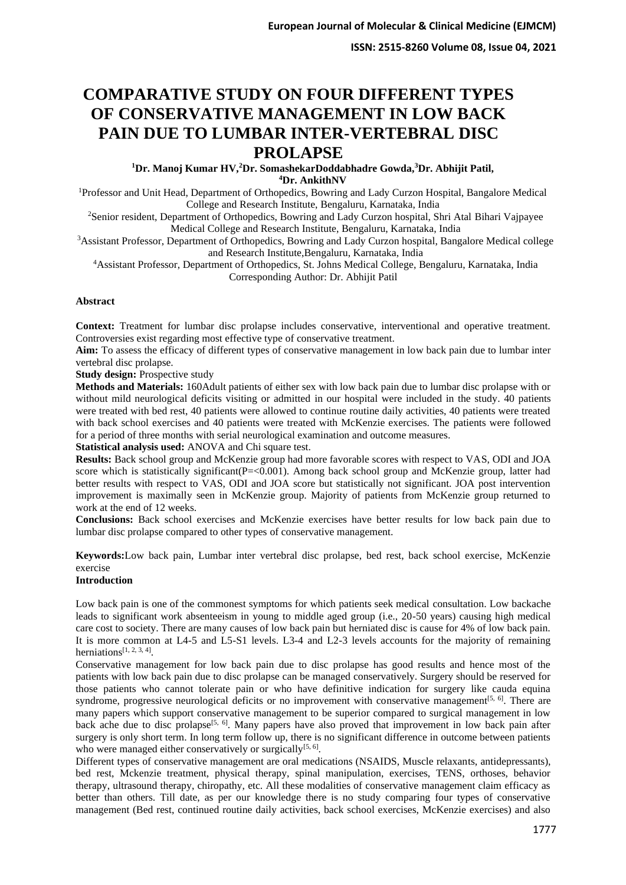# COMPARATIVE STUDY ON FOUR DIFFERENT TYPES OF CONSERVATIVE MANAGEMENT IN LOW BACK PAIN DUE TO LUMBAR INTER-VERTEBRAL DISC PROLAPSE

**[1]Dr. Manoj Kumar HV,[2]Dr. SomashekarDoddabhadre Gowda,[3]Dr. Abhijit Patil, [4]Dr. AnkithNV**

[1]Professor and Unit Head, Department of Orthopedics, Bowring and Lady Curzon Hospital, Bangalore Medical College and Research Institute, Bengaluru, Karnataka, India

[2]Senior resident, Department of Orthopedics, Bowring and Lady Curzon hospital, Shri Atal Bihari Vajpayee Medical College and Research Institute, Bengaluru, Karnataka, India

[3]Assistant Professor, Department of Orthopedics, Bowring and Lady Curzon hospital, Bangalore Medical college and Research Institute,Bengaluru, Karnataka, India

[4]Assistant Professor, Department of Orthopedics, St. Johns Medical College, Bengaluru, Karnataka, India

Corresponding Author: Dr. Abhijit Patil

### Abstract

**Context:** Treatment for lumbar disc prolapse includes conservative, interventional and operative treatment. Controversies exist regarding most effective type of conservative treatment.

**Aim:** To assess the efficacy of different types of conservative management in low back pain due to lumbar inter vertebral disc prolapse.

**Study design:** Prospective study

**Methods and Materials:** 160Adult patients of either sex with low back pain due to lumbar disc prolapse with or without mild neurological deficits visiting or admitted in our hospital were included in the study. 40 patients were treated with bed rest, 40 patients were allowed to continue routine daily activities, 40 patients were treated with back school exercises and 40 patients were treated with McKenzie exercises. The patients were followed for a period of three months with serial neurological examination and outcome measures.

**Statistical analysis used:** ANOVA and Chi square test.

**Results:** Back school group and McKenzie group had more favorable scores with respect to VAS, ODI and JOA score which is statistically significant(P=<0.001). Among back school group and McKenzie group, latter had better results with respect to VAS, ODI and JOA score but statistically not significant. JOA post intervention improvement is maximally seen in McKenzie group. Majority of patients from McKenzie group returned to work at the end of 12 weeks.

**Conclusions:** Back school exercises and McKenzie exercises have better results for low back pain due to lumbar disc prolapse compared to other types of conservative management.

**Keywords:**Low back pain, Lumbar inter vertebral disc prolapse, bed rest, back school exercise, McKenzie exercise

### Introduction

Low back pain is one of the commonest symptoms for which patients seek medical consultation. Low backache leads to significant work absenteeism in young to middle aged group (i.e., 20-50 years) causing high medical care cost to society. There are many causes of low back pain but herniated disc is cause for 4% of low back pain. It is more common at L4-5 and L5-S1 levels. L3-4 and L2-3 levels accounts for the majority of remaining herniations[1, 2, 3, 4].

Conservative management for low back pain due to disc prolapse has good results and hence most of the patients with low back pain due to disc prolapse can be managed conservatively. Surgery should be reserved for those patients who cannot tolerate pain or who have definitive indication for surgery like cauda equina syndrome, progressive neurological deficits or no improvement with conservative management[5, 6]. There are many papers which support conservative management to be superior compared to surgical management in low back ache due to disc prolapse[5, 6]. Many papers have also proved that improvement in low back pain after surgery is only short term. In long term follow up, there is no significant difference in outcome between patients who were managed either conservatively or surgically[5, 6].

Different types of conservative management are oral medications (NSAIDS, Muscle relaxants, antidepressants), bed rest, Mckenzie treatment, physical therapy, spinal manipulation, exercises, TENS, orthoses, behavior therapy, ultrasound therapy, chiropathy, etc. All these modalities of conservative management claim efficacy as better than others. Till date, as per our knowledge there is no study comparing four types of conservative management (Bed rest, continued routine daily activities, back school exercises, McKenzie exercises) and also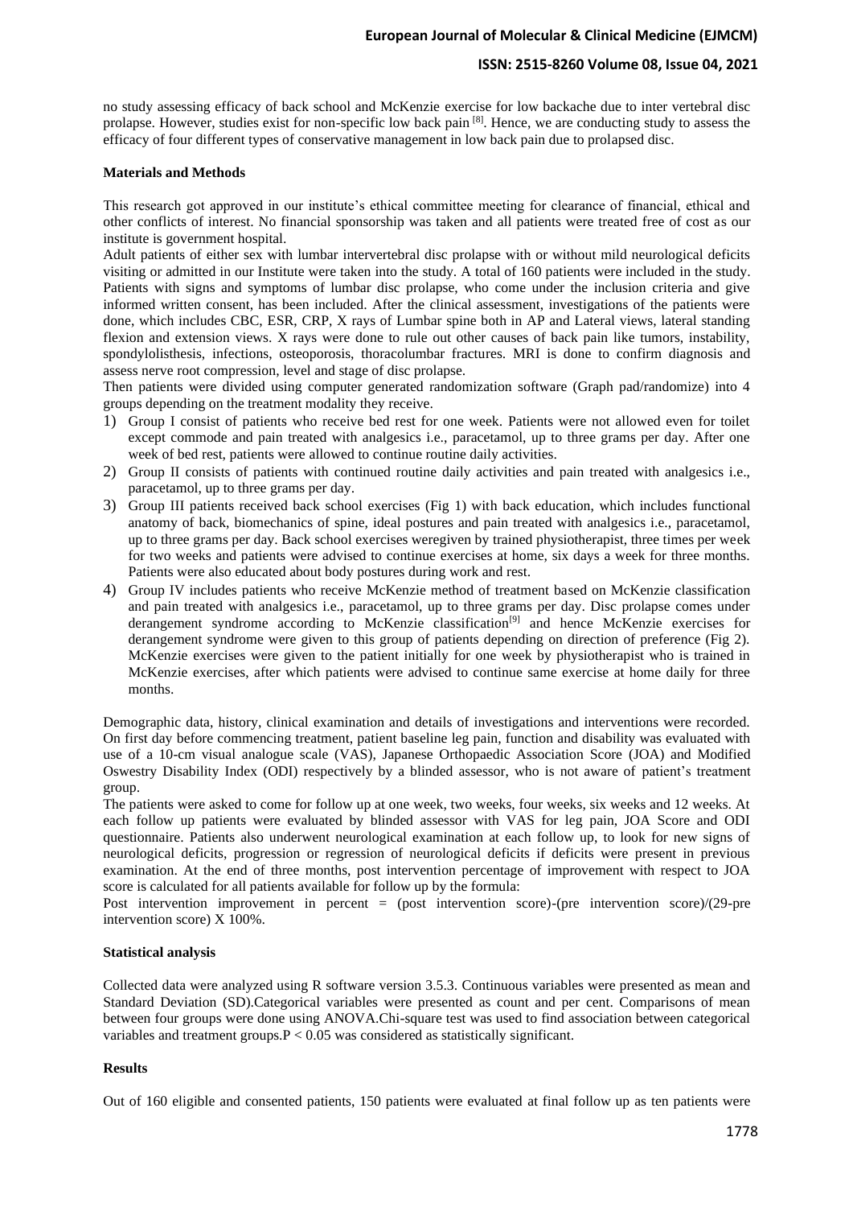no study assessing efficacy of back school and McKenzie exercise for low backache due to inter vertebral disc prolapse. However, studies exist for non-specific low back pain [8]. Hence, we are conducting study to assess the efficacy of four different types of conservative management in low back pain due to prolapsed disc.

**Materials and Methods**

This research got approved in our institute's ethical committee meeting for clearance of financial, ethical and other conflicts of interest. No financial sponsorship was taken and all patients were treated free of cost as our institute is government hospital.

Adult patients of either sex with lumbar intervertebral disc prolapse with or without mild neurological deficits visiting or admitted in our Institute were taken into the study. A total of 160 patients were included in the study. Patients with signs and symptoms of lumbar disc prolapse, who come under the inclusion criteria and give informed written consent, has been included. After the clinical assessment, investigations of the patients were done, which includes CBC, ESR, CRP, X rays of Lumbar spine both in AP and Lateral views, lateral standing flexion and extension views. X rays were done to rule out other causes of back pain like tumors, instability, spondylolisthesis, infections, osteoporosis, thoracolumbar fractures. MRI is done to confirm diagnosis and assess nerve root compression, level and stage of disc prolapse.

Then patients were divided using computer generated randomization software (Graph pad/randomize) into 4 groups depending on the treatment modality they receive.

1) Group I consist of patients who receive bed rest for one week. Patients were not allowed even for toilet except commode and pain treated with analgesics i.e., paracetamol, up to three grams per day. After one week of bed rest, patients were allowed to continue routine daily activities.
2) Group II consists of patients with continued routine daily activities and pain treated with analgesics i.e., paracetamol, up to three grams per day.
3) Group III patients received back school exercises (Fig 1) with back education, which includes functional anatomy of back, biomechanics of spine, ideal postures and pain treated with analgesics i.e., paracetamol, up to three grams per day. Back school exercises weregiven by trained physiotherapist, three times per week for two weeks and patients were advised to continue exercises at home, six days a week for three months. Patients were also educated about body postures during work and rest.
4) Group IV includes patients who receive McKenzie method of treatment based on McKenzie classification and pain treated with analgesics i.e., paracetamol, up to three grams per day. Disc prolapse comes under derangement syndrome according to McKenzie classification[9] and hence McKenzie exercises for derangement syndrome were given to this group of patients depending on direction of preference (Fig 2). McKenzie exercises were given to the patient initially for one week by physiotherapist who is trained in McKenzie exercises, after which patients were advised to continue same exercise at home daily for three months.

Demographic data, history, clinical examination and details of investigations and interventions were recorded. On first day before commencing treatment, patient baseline leg pain, function and disability was evaluated with use of a 10-cm visual analogue scale (VAS), Japanese Orthopaedic Association Score (JOA) and Modified Oswestry Disability Index (ODI) respectively by a blinded assessor, who is not aware of patient's treatment group.

The patients were asked to come for follow up at one week, two weeks, four weeks, six weeks and 12 weeks. At each follow up patients were evaluated by blinded assessor with VAS for leg pain, JOA Score and ODI questionnaire. Patients also underwent neurological examination at each follow up, to look for new signs of neurological deficits, progression or regression of neurological deficits if deficits were present in previous examination. At the end of three months, post intervention percentage of improvement with respect to JOA score is calculated for all patients available for follow up by the formula:

Post intervention improvement in percent = (post intervention score)-(pre intervention score)/(29-pre intervention score) X 100%.

**Statistical analysis**

Collected data were analyzed using R software version 3.5.3. Continuous variables were presented as mean and Standard Deviation (SD).Categorical variables were presented as count and per cent. Comparisons of mean between four groups were done using ANOVA.Chi-square test was used to find association between categorical variables and treatment groups.$P < 0.05$ was considered as statistically significant.

**Results**

Out of 160 eligible and consented patients, 150 patients were evaluated at final follow up as ten patients were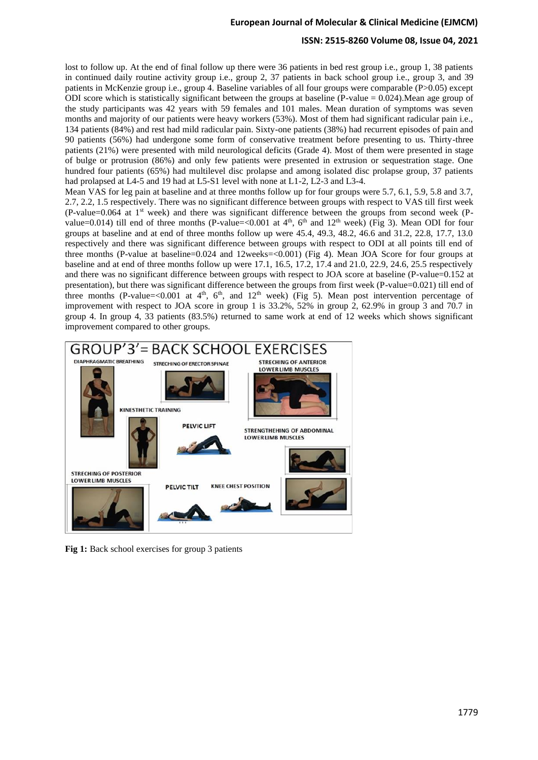lost to follow up. At the end of final follow up there were 36 patients in bed rest group i.e., group 1, 38 patients in continued daily routine activity group i.e., group 2, 37 patients in back school group i.e., group 3, and 39 patients in McKenzie group i.e., group 4. Baseline variables of all four groups were comparable ($P>0.05$) except ODI score which is statistically significant between the groups at baseline (P-value = 0.024).Mean age group of the study participants was 42 years with 59 females and 101 males. Mean duration of symptoms was seven months and majority of our patients were heavy workers (53%). Most of them had significant radicular pain i.e., 134 patients (84%) and rest had mild radicular pain. Sixty-one patients (38%) had recurrent episodes of pain and 90 patients (56%) had undergone some form of conservative treatment before presenting to us. Thirty-three patients (21%) were presented with mild neurological deficits (Grade 4). Most of them were presented in stage of bulge or protrusion (86%) and only few patients were presented in extrusion or sequestration stage. One hundred four patients (65%) had multilevel disc prolapse and among isolated disc prolapse group, 37 patients had prolapsed at L4-5 and 19 had at L5-S1 level with none at L1-2, L2-3 and L3-4.

Mean VAS for leg pain at baseline and at three months follow up for four groups were 5.7, 6.1, 5.9, 5.8 and 3.7, 2.7, 2.2, 1.5 respectively. There was no significant difference between groups with respect to VAS till first week (P-value=0.064 at 1st week) and there was significant difference between the groups from second week (P-value=0.014) till end of three months (P-value=<0.001 at 4th, 6th and 12th week) (Fig 3). Mean ODI for four groups at baseline and at end of three months follow up were 45.4, 49.3, 48.2, 46.6 and 31.2, 22.8, 17.7, 13.0 respectively and there was significant difference between groups with respect to ODI at all points till end of three months (P-value at baseline=0.024 and 12weeks=<0.001) (Fig 4). Mean JOA Score for four groups at baseline and at end of three months follow up were 17.1, 16.5, 17.2, 17.4 and 21.0, 22.9, 24.6, 25.5 respectively and there was no significant difference between groups with respect to JOA score at baseline (P-value=0.152 at presentation), but there was significant difference between the groups from first week (P-value=0.021) till end of three months (P-value=<0.001 at 4th, 6th, and 12th week) (Fig 5). Mean post intervention percentage of improvement with respect to JOA score in group 1 is 33.2%, 52% in group 2, 62.9% in group 3 and 70.7 in group 4. In group 4, 33 patients (83.5%) returned to same work at end of 12 weeks which shows significant improvement compared to other groups.

**Fig 1:** Back school exercises for group 3 patients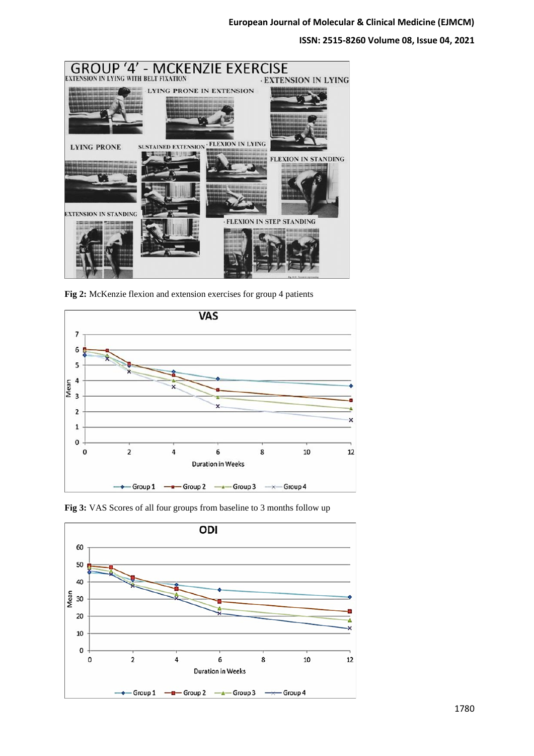Fig 2: McKenzie flexion and extension exercises for group 4 patients

Fig 3: VAS Scores of all four groups from baseline to 3 months follow up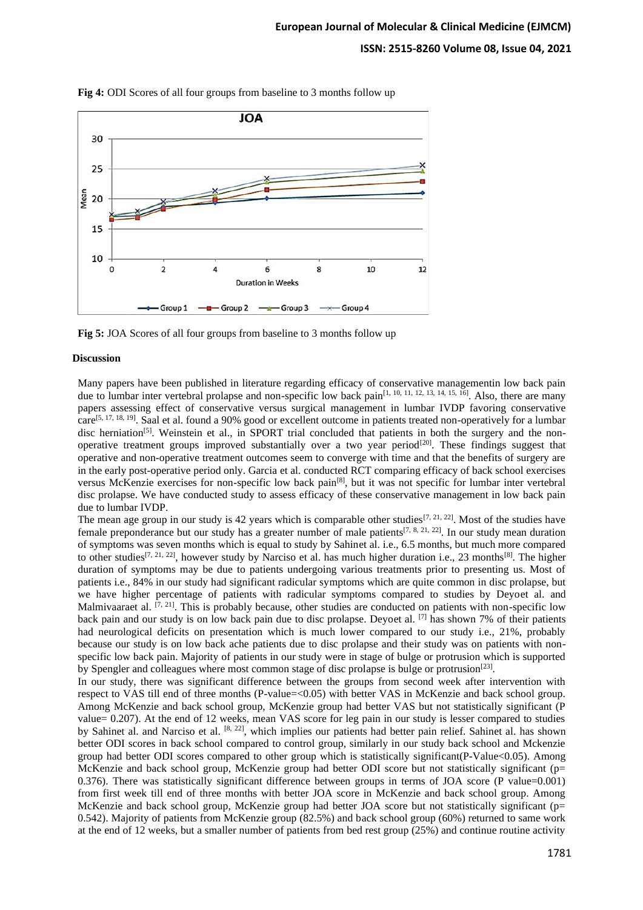**Fig 4:** ODI Scores of all four groups from baseline to 3 months follow up

**Fig 5:** JOA Scores of all four groups from baseline to 3 months follow up

## Discussion

Many papers have been published in literature regarding efficacy of conservative managementin low back pain due to lumbar inter vertebral prolapse and non-specific low back pain[1, 10, 11, 12, 13, 14, 15, 16]. Also, there are many papers assessing effect of conservative versus surgical management in lumbar IVDP favoring conservative care[5, 17, 18, 19]. Saal et al. found a 90% good or excellent outcome in patients treated non-operatively for a lumbar disc herniation[5]. Weinstein et al., in SPORT trial concluded that patients in both the surgery and the non-operative treatment groups improved substantially over a two year period[20]. These findings suggest that operative and non-operative treatment outcomes seem to converge with time and that the benefits of surgery are in the early post-operative period only. Garcia et al. conducted RCT comparing efficacy of back school exercises versus McKenzie exercises for non-specific low back pain[8], but it was not specific for lumbar inter vertebral disc prolapse. We have conducted study to assess efficacy of these conservative management in low back pain due to lumbar IVDP.

The mean age group in our study is 42 years which is comparable other studies[7, 21, 22]. Most of the studies have female preponderance but our study has a greater number of male patients[7, 8, 21, 22]. In our study mean duration of symptoms was seven months which is equal to study by Sahinet al. i.e., 6.5 months, but much more compared to other studies[7, 21, 22], however study by Narciso et al. has much higher duration i.e., 23 months[8]. The higher duration of symptoms may be due to patients undergoing various treatments prior to presenting us. Most of patients i.e., 84% in our study had significant radicular symptoms which are quite common in disc prolapse, but we have higher percentage of patients with radicular symptoms compared to studies by Deyoet al. and Malmivaaraet al. [7, 21]. This is probably because, other studies are conducted on patients with non-specific low back pain and our study is on low back pain due to disc prolapse. Deyoet al. [7] has shown 7% of their patients had neurological deficits on presentation which is much lower compared to our study i.e., 21%, probably because our study is on low back ache patients due to disc prolapse and their study was on patients with non-specific low back pain. Majority of patients in our study were in stage of bulge or protrusion which is supported by Spengler and colleagues where most common stage of disc prolapse is bulge or protrusion[23].

In our study, there was significant difference between the groups from second week after intervention with respect to VAS till end of three months (P-value=<0.05) with better VAS in McKenzie and back school group. Among McKenzie and back school group, McKenzie group had better VAS but not statistically significant (P value= 0.207). At the end of 12 weeks, mean VAS score for leg pain in our study is lesser compared to studies by Sahinet al. and Narciso et al. [8, 22], which implies our patients had better pain relief. Sahinet al. has shown better ODI scores in back school compared to control group, similarly in our study back school and Mckenzie group had better ODI scores compared to other group which is statistically significant(P-Value<0.05). Among McKenzie and back school group, McKenzie group had better ODI score but not statistically significant (p= 0.376). There was statistically significant difference between groups in terms of JOA score (P value=0.001) from first week till end of three months with better JOA score in McKenzie and back school group. Among McKenzie and back school group, McKenzie group had better JOA score but not statistically significant (p= 0.542). Majority of patients from McKenzie group (82.5%) and back school group (60%) returned to same work at the end of 12 weeks, but a smaller number of patients from bed rest group (25%) and continue routine activity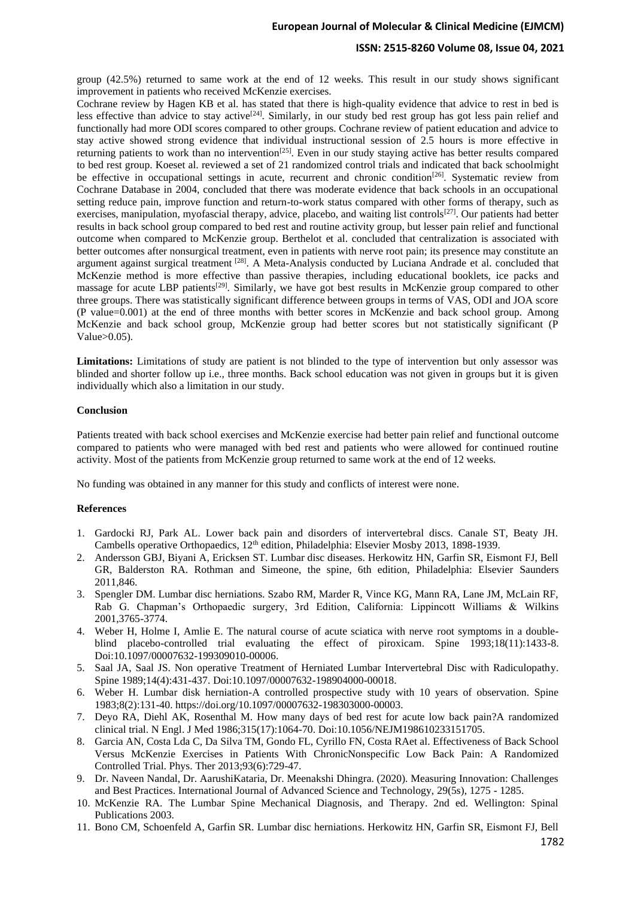group (42.5%) returned to same work at the end of 12 weeks. This result in our study shows significant improvement in patients who received McKenzie exercises.

Cochrane review by Hagen KB et al. has stated that there is high-quality evidence that advice to rest in bed is less effective than advice to stay active[24]. Similarly, in our study bed rest group has got less pain relief and functionally had more ODI scores compared to other groups. Cochrane review of patient education and advice to stay active showed strong evidence that individual instructional session of 2.5 hours is more effective in returning patients to work than no intervention[25]. Even in our study staying active has better results compared to bed rest group. Koeset al. reviewed a set of 21 randomized control trials and indicated that back schoolmight be effective in occupational settings in acute, recurrent and chronic condition[26]. Systematic review from Cochrane Database in 2004, concluded that there was moderate evidence that back schools in an occupational setting reduce pain, improve function and return-to-work status compared with other forms of therapy, such as exercises, manipulation, myofascial therapy, advice, placebo, and waiting list controls[27]. Our patients had better results in back school group compared to bed rest and routine activity group, but lesser pain relief and functional outcome when compared to McKenzie group. Berthelot et al. concluded that centralization is associated with better outcomes after nonsurgical treatment, even in patients with nerve root pain; its presence may constitute an argument against surgical treatment [28]. A Meta-Analysis conducted by Luciana Andrade et al. concluded that McKenzie method is more effective than passive therapies, including educational booklets, ice packs and massage for acute LBP patients[29]. Similarly, we have got best results in McKenzie group compared to other three groups. There was statistically significant difference between groups in terms of VAS, ODI and JOA score (P value=0.001) at the end of three months with better scores in McKenzie and back school group. Among McKenzie and back school group, McKenzie group had better scores but not statistically significant (P Value>0.05).

**Limitations:** Limitations of study are patient is not blinded to the type of intervention but only assessor was blinded and shorter follow up i.e., three months. Back school education was not given in groups but it is given individually which also a limitation in our study.

**Conclusion**

Patients treated with back school exercises and McKenzie exercise had better pain relief and functional outcome compared to patients who were managed with bed rest and patients who were allowed for continued routine activity. Most of the patients from McKenzie group returned to same work at the end of 12 weeks.

No funding was obtained in any manner for this study and conflicts of interest were none.

**References**

1. Gardocki RJ, Park AL. Lower back pain and disorders of intervertebral discs. Canale ST, Beaty JH. Cambells operative Orthopaedics, 12th edition, Philadelphia: Elsevier Mosby 2013, 1898-1939.
2. Andersson GBJ, Biyani A, Ericksen ST. Lumbar disc diseases. Herkowitz HN, Garfin SR, Eismont FJ, Bell GR, Balderston RA. Rothman and Simeone, the spine, 6th edition, Philadelphia: Elsevier Saunders 2011,846.
3. Spengler DM. Lumbar disc herniations. Szabo RM, Marder R, Vince KG, Mann RA, Lane JM, McLain RF, Rab G. Chapman's Orthopaedic surgery, 3rd Edition, California: Lippincott Williams & Wilkins 2001,3765-3774.
4. Weber H, Holme I, Amlie E. The natural course of acute sciatica with nerve root symptoms in a double-blind placebo-controlled trial evaluating the effect of piroxicam. Spine 1993;18(11):1433-8. Doi:10.1097/00007632-199309010-00006.
5. Saal JA, Saal JS. Non operative Treatment of Herniated Lumbar Intervertebral Disc with Radiculopathy. Spine 1989;14(4):431-437. Doi:10.1097/00007632-198904000-00018.
6. Weber H. Lumbar disk herniation-A controlled prospective study with 10 years of observation. Spine 1983;8(2):131-40. https://doi.org/10.1097/00007632-198303000-00003.
7. Deyo RA, Diehl AK, Rosenthal M. How many days of bed rest for acute low back pain?A randomized clinical trial. N Engl. J Med 1986;315(17):1064-70. Doi:10.1056/NEJM198610233151705.
8. Garcia AN, Costa Lda C, Da Silva TM, Gondo FL, Cyrillo FN, Costa RAet al. Effectiveness of Back School Versus McKenzie Exercises in Patients With ChronicNonspecific Low Back Pain: A Randomized Controlled Trial. Phys. Ther 2013;93(6):729-47.
9. Dr. Naveen Nandal, Dr. AarushiKataria, Dr. Meenakshi Dhingra. (2020). Measuring Innovation: Challenges and Best Practices. International Journal of Advanced Science and Technology, 29(5s), 1275 - 1285.
10. McKenzie RA. The Lumbar Spine Mechanical Diagnosis, and Therapy. 2nd ed. Wellington: Spinal Publications 2003.
11. Bono CM, Schoenfeld A, Garfin SR. Lumbar disc herniations. Herkowitz HN, Garfin SR, Eismont FJ, Bell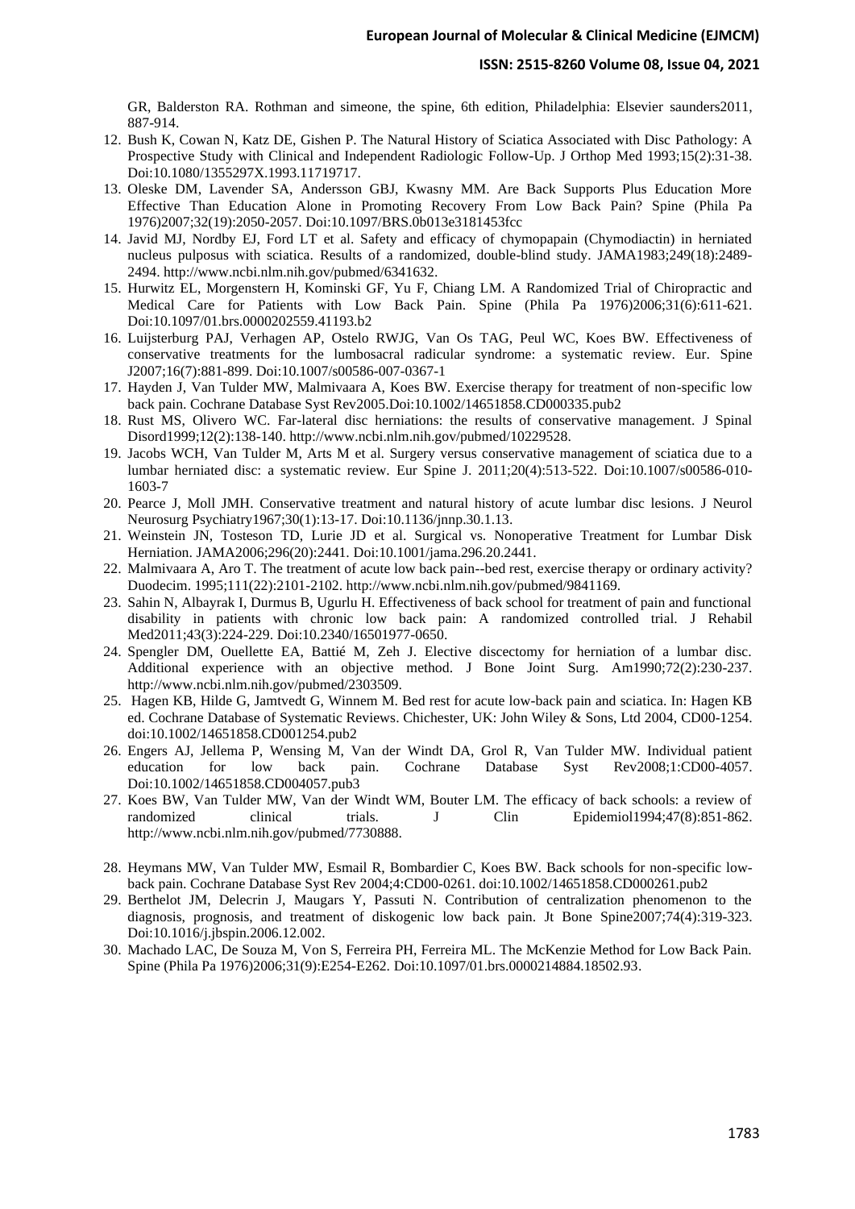GR, Balderston RA. Rothman and simeone, the spine, 6th edition, Philadelphia: Elsevier saunders2011, 887-914.

12. Bush K, Cowan N, Katz DE, Gishen P. The Natural History of Sciatica Associated with Disc Pathology: A Prospective Study with Clinical and Independent Radiologic Follow-Up. J Orthop Med 1993;15(2):31-38. Doi:10.1080/1355297X.1993.11719717.
13. Oleske DM, Lavender SA, Andersson GBJ, Kwasny MM. Are Back Supports Plus Education More Effective Than Education Alone in Promoting Recovery From Low Back Pain? Spine (Phila Pa 1976)2007;32(19):2050-2057. Doi:10.1097/BRS.0b013e3181453fcc
14. Javid MJ, Nordby EJ, Ford LT et al. Safety and efficacy of chymopapain (Chymodiactin) in herniated nucleus pulposus with sciatica. Results of a randomized, double-blind study. JAMA1983;249(18):2489-2494. http://www.ncbi.nlm.nih.gov/pubmed/6341632.
15. Hurwitz EL, Morgenstern H, Kominski GF, Yu F, Chiang LM. A Randomized Trial of Chiropractic and Medical Care for Patients with Low Back Pain. Spine (Phila Pa 1976)2006;31(6):611-621. Doi:10.1097/01.brs.0000202559.41193.b2
16. Luijsterburg PAJ, Verhagen AP, Ostelo RWJG, Van Os TAG, Peul WC, Koes BW. Effectiveness of conservative treatments for the lumbosacral radicular syndrome: a systematic review. Eur. Spine J2007;16(7):881-899. Doi:10.1007/s00586-007-0367-1
17. Hayden J, Van Tulder MW, Malmivaara A, Koes BW. Exercise therapy for treatment of non-specific low back pain. Cochrane Database Syst Rev2005.Doi:10.1002/14651858.CD000335.pub2
18. Rust MS, Olivero WC. Far-lateral disc herniations: the results of conservative management. J Spinal Disord1999;12(2):138-140. http://www.ncbi.nlm.nih.gov/pubmed/10229528.
19. Jacobs WCH, Van Tulder M, Arts M et al. Surgery versus conservative management of sciatica due to a lumbar herniated disc: a systematic review. Eur Spine J. 2011;20(4):513-522. Doi:10.1007/s00586-010-1603-7
20. Pearce J, Moll JMH. Conservative treatment and natural history of acute lumbar disc lesions. J Neurol Neurosurg Psychiatry1967;30(1):13-17. Doi:10.1136/jnnp.30.1.13.
21. Weinstein JN, Tosteson TD, Lurie JD et al. Surgical vs. Nonoperative Treatment for Lumbar Disk Herniation. JAMA2006;296(20):2441. Doi:10.1001/jama.296.20.2441.
22. Malmivaara A, Aro T. The treatment of acute low back pain--bed rest, exercise therapy or ordinary activity? Duodecim. 1995;111(22):2101-2102. http://www.ncbi.nlm.nih.gov/pubmed/9841169.
23. Sahin N, Albayrak I, Durmus B, Ugurlu H. Effectiveness of back school for treatment of pain and functional disability in patients with chronic low back pain: A randomized controlled trial. J Rehabil Med2011;43(3):224-229. Doi:10.2340/16501977-0650.
24. Spengler DM, Ouellette EA, Battié M, Zeh J. Elective discectomy for herniation of a lumbar disc. Additional experience with an objective method. J Bone Joint Surg. Am1990;72(2):230-237. http://www.ncbi.nlm.nih.gov/pubmed/2303509.
25. Hagen KB, Hilde G, Jamtvedt G, Winnem M. Bed rest for acute low-back pain and sciatica. In: Hagen KB ed. Cochrane Database of Systematic Reviews. Chichester, UK: John Wiley & Sons, Ltd 2004, CD00-1254. doi:10.1002/14651858.CD001254.pub2
26. Engers AJ, Jellema P, Wensing M, Van der Windt DA, Grol R, Van Tulder MW. Individual patient education for low back pain. Cochrane Database Syst Rev2008;1:CD00-4057. Doi:10.1002/14651858.CD004057.pub3
27. Koes BW, Van Tulder MW, Van der Windt WM, Bouter LM. The efficacy of back schools: a review of randomized clinical trials. J Clin Epidemiol1994;47(8):851-862. http://www.ncbi.nlm.nih.gov/pubmed/7730888.
28. Heymans MW, Van Tulder MW, Esmail R, Bombardier C, Koes BW. Back schools for non-specific low-back pain. Cochrane Database Syst Rev 2004;4:CD00-0261. doi:10.1002/14651858.CD000261.pub2
29. Berthelot JM, Delecrin J, Maugars Y, Passuti N. Contribution of centralization phenomenon to the diagnosis, prognosis, and treatment of diskogenic low back pain. Jt Bone Spine2007;74(4):319-323. Doi:10.1016/j.jbspin.2006.12.002.
30. Machado LAC, De Souza M, Von S, Ferreira PH, Ferreira ML. The McKenzie Method for Low Back Pain. Spine (Phila Pa 1976)2006;31(9):E254-E262. Doi:10.1097/01.brs.0000214884.18502.93.